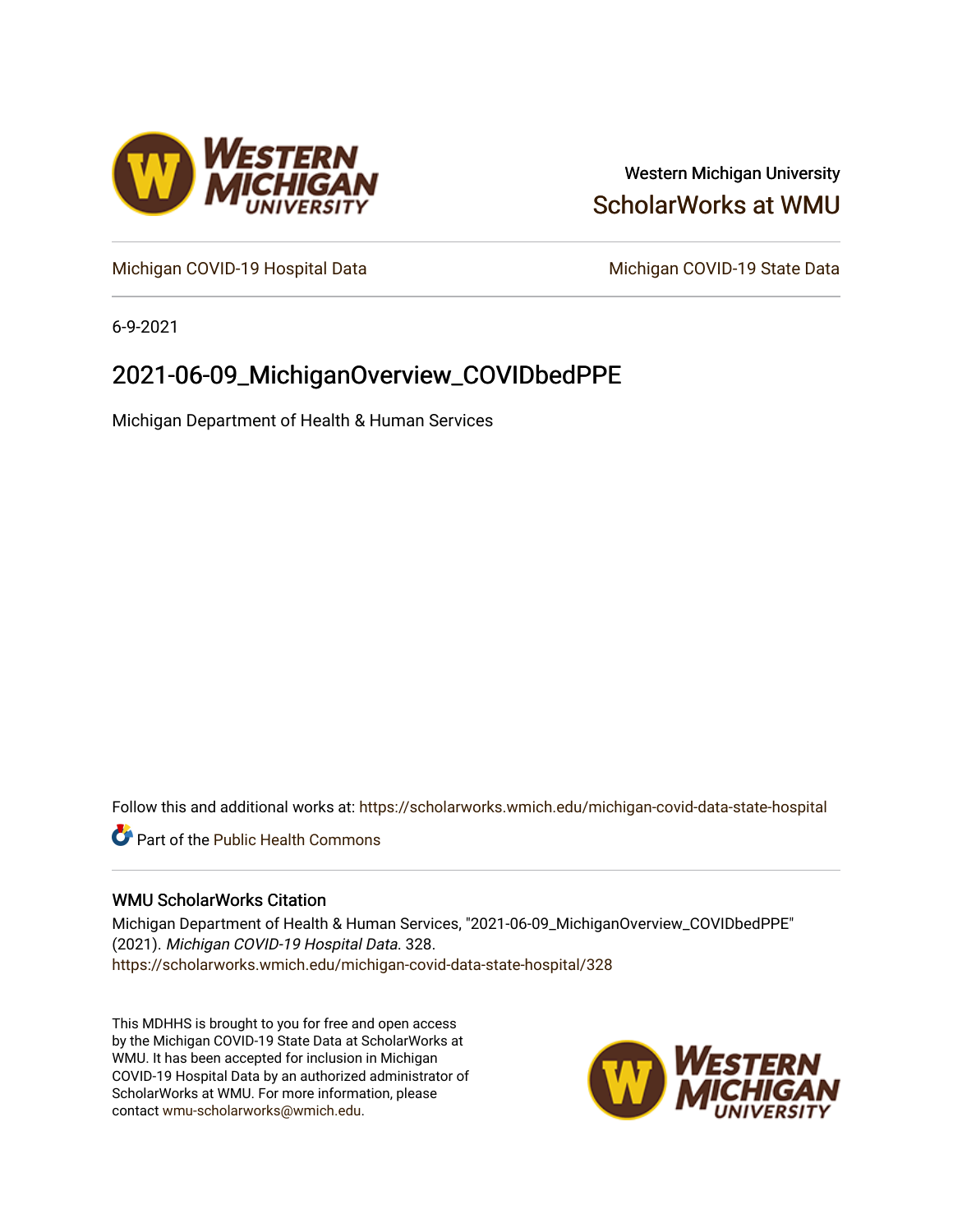Western Michigan University

ScholarWorks at WMU

Michigan COVID-19 Hospital Data

Michigan COVID-19 State Data

6-9-2021

# 2021-06-09_MichiganOverview_COVIDbedPPE

Michigan Department of Health & Human Services

Follow this and additional works at: https://scholarworks.wmich.edu/michigan-covid-data-state-hospital

Part of the Public Health Commons

## WMU ScholarWorks Citation

Michigan Department of Health & Human Services, "2021-06-09_MichiganOverview_COVIDbedPPE" (2021). *Michigan COVID-19 Hospital Data*. 328.
https://scholarworks.wmich.edu/michigan-covid-data-state-hospital/328

This MDHHS is brought to you for free and open access by the Michigan COVID-19 State Data at ScholarWorks at WMU. It has been accepted for inclusion in Michigan COVID-19 Hospital Data by an authorized administrator of ScholarWorks at WMU. For more information, please contact wmu-scholarworks@wmich.edu.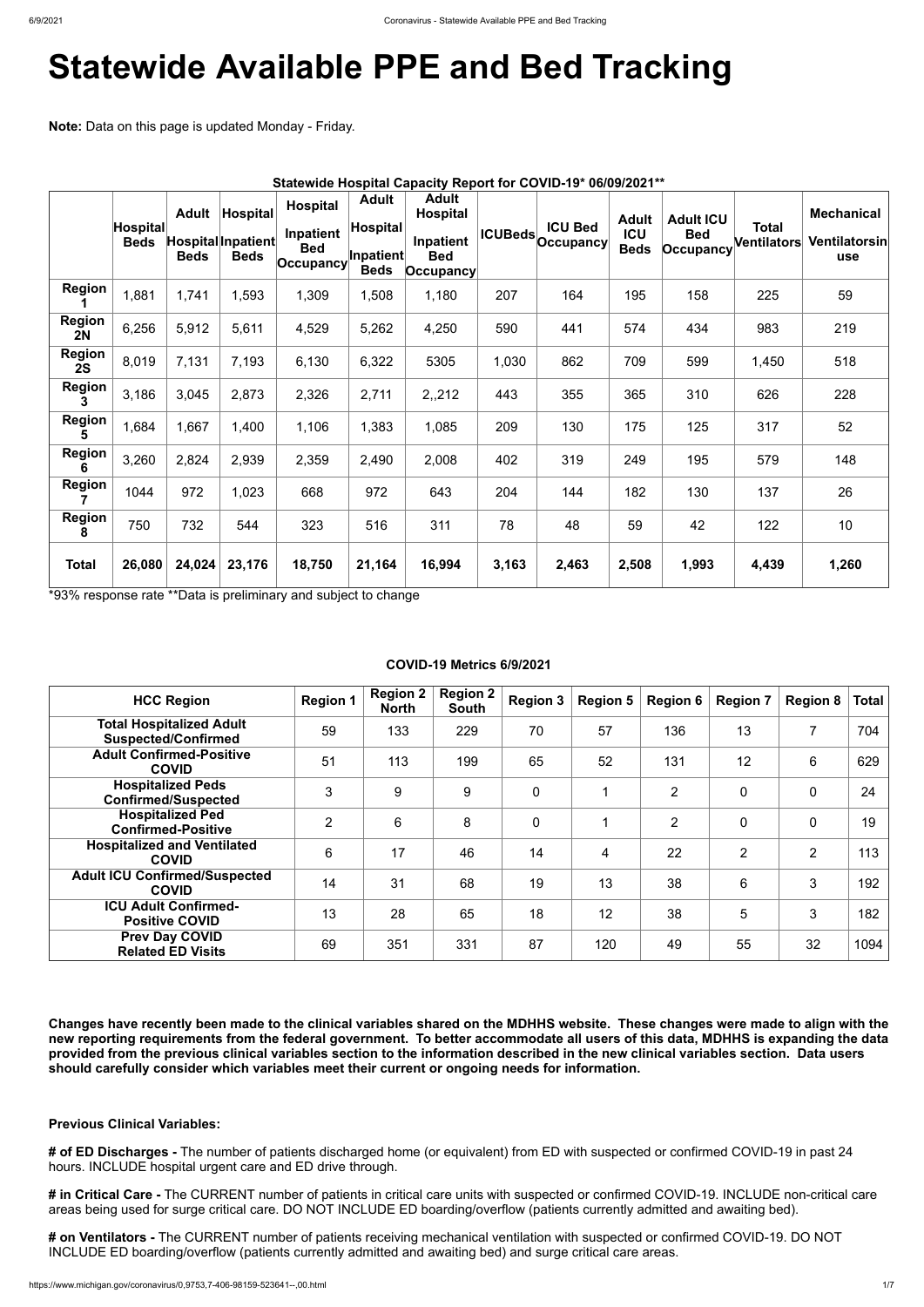# Statewide Available PPE and Bed Tracking

**Note:** Data on this page is updated Monday - Friday.

**Statewide Hospital Capacity Report for COVID-19* 06/09/2021****

| | Hospital Beds | Adult Hospital Beds | Hospital Inpatient Beds | Hospital Inpatient Bed Occupancy | Adult Hospital Inpatient Beds | Adult Hospital Inpatient Bed Occupancy | ICUBeds | ICU Bed Occupancy | Adult ICU Beds | Adult ICU Bed Occupancy | Total Ventilators | Mechanical Ventilatorsin use |
|---|---|---|---|---|---|---|---|---|---|---|---|---|
| **Region 1** | 1,881 | 1,741 | 1,593 | 1,309 | 1,508 | 1,180 | 207 | 164 | 195 | 158 | 225 | 59 |
| **Region 2N** | 6,256 | 5,912 | 5,611 | 4,529 | 5,262 | 4,250 | 590 | 441 | 574 | 434 | 983 | 219 |
| **Region 2S** | 8,019 | 7,131 | 7,193 | 6,130 | 6,322 | 5305 | 1,030 | 862 | 709 | 599 | 1,450 | 518 |
| **Region 3** | 3,186 | 3,045 | 2,873 | 2,326 | 2,711 | 2,,212 | 443 | 355 | 365 | 310 | 626 | 228 |
| **Region 5** | 1,684 | 1,667 | 1,400 | 1,106 | 1,383 | 1,085 | 209 | 130 | 175 | 125 | 317 | 52 |
| **Region 6** | 3,260 | 2,824 | 2,939 | 2,359 | 2,490 | 2,008 | 402 | 319 | 249 | 195 | 579 | 148 |
| **Region 7** | 1044 | 972 | 1,023 | 668 | 972 | 643 | 204 | 144 | 182 | 130 | 137 | 26 |
| **Region 8** | 750 | 732 | 544 | 323 | 516 | 311 | 78 | 48 | 59 | 42 | 122 | 10 |
| **Total** | **26,080** | **24,024** | **23,176** | **18,750** | **21,164** | **16,994** | **3,163** | **2,463** | **2,508** | **1,993** | **4,439** | **1,260** |

*93% response rate **Data is preliminary and subject to change

**COVID-19 Metrics 6/9/2021**

| HCC Region | Region 1 | Region 2 North | Region 2 South | Region 3 | Region 5 | Region 6 | Region 7 | Region 8 | Total |
|---|---|---|---|---|---|---|---|---|---|
| **Total Hospitalized Adult Suspected/Confirmed** | 59 | 133 | 229 | 70 | 57 | 136 | 13 | 7 | 704 |
| **Adult Confirmed-Positive COVID** | 51 | 113 | 199 | 65 | 52 | 131 | 12 | 6 | 629 |
| **Hospitalized Peds Confirmed/Suspected** | 3 | 9 | 9 | 0 | 1 | 2 | 0 | 0 | 24 |
| **Hospitalized Ped Confirmed-Positive** | 2 | 6 | 8 | 0 | 1 | 2 | 0 | 0 | 19 |
| **Hospitalized and Ventilated COVID** | 6 | 17 | 46 | 14 | 4 | 22 | 2 | 2 | 113 |
| **Adult ICU Confirmed/Suspected COVID** | 14 | 31 | 68 | 19 | 13 | 38 | 6 | 3 | 192 |
| **ICU Adult Confirmed-Positive COVID** | 13 | 28 | 65 | 18 | 12 | 38 | 5 | 3 | 182 |
| **Prev Day COVID Related ED Visits** | 69 | 351 | 331 | 87 | 120 | 49 | 55 | 32 | 1094 |

**Changes have recently been made to the clinical variables shared on the MDHHS website. These changes were made to align with the new reporting requirements from the federal government. To better accommodate all users of this data, MDHHS is expanding the data provided from the previous clinical variables section to the information described in the new clinical variables section. Data users should carefully consider which variables meet their current or ongoing needs for information.**

**Previous Clinical Variables:**

**# of ED Discharges -** The number of patients discharged home (or equivalent) from ED with suspected or confirmed COVID-19 in past 24 hours. INCLUDE hospital urgent care and ED drive through.

**# in Critical Care -** The CURRENT number of patients in critical care units with suspected or confirmed COVID-19. INCLUDE non-critical care areas being used for surge critical care. DO NOT INCLUDE ED boarding/overflow (patients currently admitted and awaiting bed).

**# on Ventilators -** The CURRENT number of patients receiving mechanical ventilation with suspected or confirmed COVID-19. DO NOT INCLUDE ED boarding/overflow (patients currently admitted and awaiting bed) and surge critical care areas.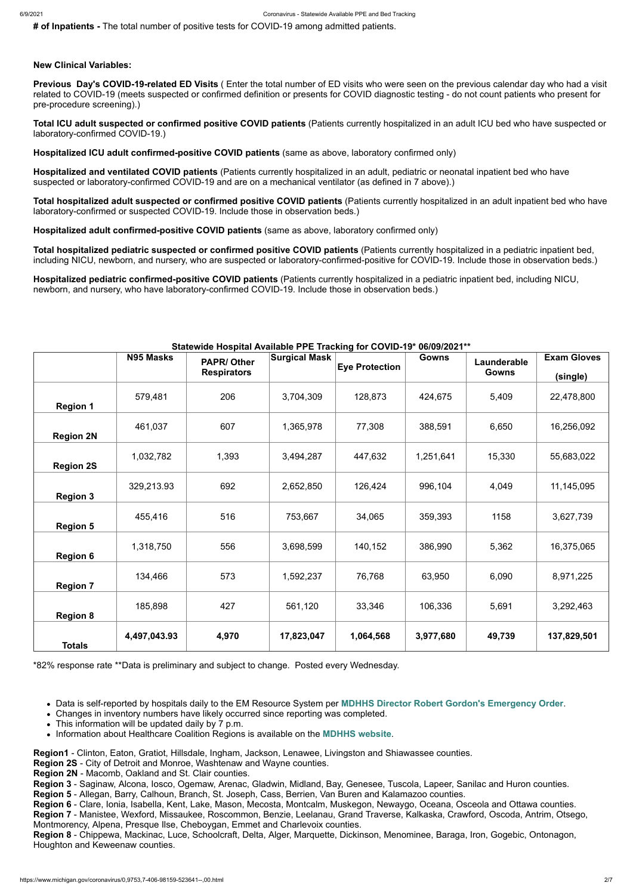**# of Inpatients -** The total number of positive tests for COVID-19 among admitted patients.

**New Clinical Variables:**

**Previous Day's COVID-19-related ED Visits** ( Enter the total number of ED visits who were seen on the previous calendar day who had a visit related to COVID-19 (meets suspected or confirmed definition or presents for COVID diagnostic testing - do not count patients who present for pre-procedure screening).)

**Total ICU adult suspected or confirmed positive COVID patients** (Patients currently hospitalized in an adult ICU bed who have suspected or laboratory-confirmed COVID-19.)

**Hospitalized ICU adult confirmed-positive COVID patients** (same as above, laboratory confirmed only)

**Hospitalized and ventilated COVID patients** (Patients currently hospitalized in an adult, pediatric or neonatal inpatient bed who have suspected or laboratory-confirmed COVID-19 and are on a mechanical ventilator (as defined in 7 above).)

**Total hospitalized adult suspected or confirmed positive COVID patients** (Patients currently hospitalized in an adult inpatient bed who have laboratory-confirmed or suspected COVID-19. Include those in observation beds.)

**Hospitalized adult confirmed-positive COVID patients** (same as above, laboratory confirmed only)

**Total hospitalized pediatric suspected or confirmed positive COVID patients** (Patients currently hospitalized in a pediatric inpatient bed, including NICU, newborn, and nursery, who are suspected or laboratory-confirmed-positive for COVID-19. Include those in observation beds.)

**Hospitalized pediatric confirmed-positive COVID patients** (Patients currently hospitalized in a pediatric inpatient bed, including NICU, newborn, and nursery, who have laboratory-confirmed COVID-19. Include those in observation beds.)

**Statewide Hospital Available PPE Tracking for COVID-19\* 06/09/2021\*\***

| | N95 Masks | PAPR/ Other Respirators | Surgical Mask | Eye Protection | Gowns | Launderable Gowns | Exam Gloves (single) |
|---|---|---|---|---|---|---|---|
| **Region 1** | 579,481 | 206 | 3,704,309 | 128,873 | 424,675 | 5,409 | 22,478,800 |
| **Region 2N** | 461,037 | 607 | 1,365,978 | 77,308 | 388,591 | 6,650 | 16,256,092 |
| **Region 2S** | 1,032,782 | 1,393 | 3,494,287 | 447,632 | 1,251,641 | 15,330 | 55,683,022 |
| **Region 3** | 329,213.93 | 692 | 2,652,850 | 126,424 | 996,104 | 4,049 | 11,145,095 |
| **Region 5** | 455,416 | 516 | 753,667 | 34,065 | 359,393 | 1158 | 3,627,739 |
| **Region 6** | 1,318,750 | 556 | 3,698,599 | 140,152 | 386,990 | 5,362 | 16,375,065 |
| **Region 7** | 134,466 | 573 | 1,592,237 | 76,768 | 63,950 | 6,090 | 8,971,225 |
| **Region 8** | 185,898 | 427 | 561,120 | 33,346 | 106,336 | 5,691 | 3,292,463 |
| **Totals** | **4,497,043.93** | **4,970** | **17,823,047** | **1,064,568** | **3,977,680** | **49,739** | **137,829,501** |

\*82% response rate \*\*Data is preliminary and subject to change. Posted every Wednesday.

- Data is self-reported by hospitals daily to the EM Resource System per **MDHHS Director Robert Gordon's Emergency Order**.
- Changes in inventory numbers have likely occurred since reporting was completed.
- This information will be updated daily by 7 p.m.
- Information about Healthcare Coalition Regions is available on the **MDHHS website**.

**Region1** - Clinton, Eaton, Gratiot, Hillsdale, Ingham, Jackson, Lenawee, Livingston and Shiawassee counties.
**Region 2S** - City of Detroit and Monroe, Washtenaw and Wayne counties.
**Region 2N** - Macomb, Oakland and St. Clair counties.
**Region 3** - Saginaw, Alcona, Iosco, Ogemaw, Arenac, Gladwin, Midland, Bay, Genesee, Tuscola, Lapeer, Sanilac and Huron counties.
**Region 5** - Allegan, Barry, Calhoun, Branch, St. Joseph, Cass, Berrien, Van Buren and Kalamazoo counties.
**Region 6** - Clare, Ionia, Isabella, Kent, Lake, Mason, Mecosta, Montcalm, Muskegon, Newaygo, Oceana, Osceola and Ottawa counties.
**Region 7** - Manistee, Wexford, Missaukee, Roscommon, Benzie, Leelanau, Grand Traverse, Kalkaska, Crawford, Oscoda, Antrim, Otsego, Montmorency, Alpena, Presque Ilse, Cheboygan, Emmet and Charlevoix counties.
**Region 8** - Chippewa, Mackinac, Luce, Schoolcraft, Delta, Alger, Marquette, Dickinson, Menominee, Baraga, Iron, Gogebic, Ontonagon, Houghton and Keweenaw counties.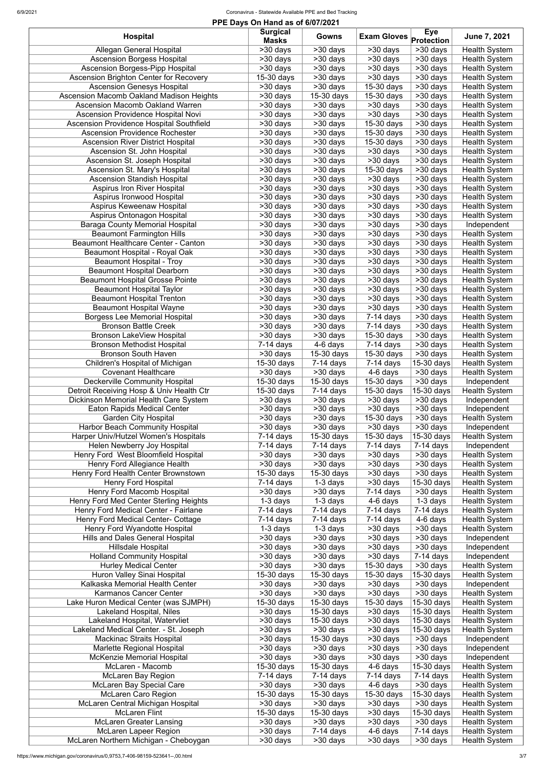## PPE Days On Hand as of 6/07/2021

| Hospital | Surgical Masks | Gowns | Exam Gloves | Eye Protection | June 7, 2021 |
|---|---|---|---|---|---|
| Allegan General Hospital | >30 days | >30 days | >30 days | >30 days | Health System |
| Ascension Borgess Hospital | >30 days | >30 days | >30 days | >30 days | Health System |
| Ascension Borgess-Pipp Hospital | >30 days | >30 days | >30 days | >30 days | Health System |
| Ascension Brighton Center for Recovery | 15-30 days | >30 days | >30 days | >30 days | Health System |
| Ascension Genesys Hospital | >30 days | >30 days | 15-30 days | >30 days | Health System |
| Ascension Macomb Oakland Madison Heights | >30 days | 15-30 days | 15-30 days | >30 days | Health System |
| Ascension Macomb Oakland Warren | >30 days | >30 days | >30 days | >30 days | Health System |
| Ascension Providence Hospital Novi | >30 days | >30 days | >30 days | >30 days | Health System |
| Ascension Providence Hospital Southfield | >30 days | >30 days | 15-30 days | >30 days | Health System |
| Ascension Providence Rochester | >30 days | >30 days | 15-30 days | >30 days | Health System |
| Ascension River District Hospital | >30 days | >30 days | 15-30 days | >30 days | Health System |
| Ascension St. John Hospital | >30 days | >30 days | >30 days | >30 days | Health System |
| Ascension St. Joseph Hospital | >30 days | >30 days | >30 days | >30 days | Health System |
| Ascension St. Mary's Hospital | >30 days | >30 days | 15-30 days | >30 days | Health System |
| Ascension Standish Hospital | >30 days | >30 days | >30 days | >30 days | Health System |
| Aspirus Iron River Hospital | >30 days | >30 days | >30 days | >30 days | Health System |
| Aspirus Ironwood Hospital | >30 days | >30 days | >30 days | >30 days | Health System |
| Aspirus Keweenaw Hospital | >30 days | >30 days | >30 days | >30 days | Health System |
| Aspirus Ontonagon Hospital | >30 days | >30 days | >30 days | >30 days | Health System |
| Baraga County Memorial Hospital | >30 days | >30 days | >30 days | >30 days | Independent |
| Beaumont Farmington Hills | >30 days | >30 days | >30 days | >30 days | Health System |
| Beaumont Healthcare Center - Canton | >30 days | >30 days | >30 days | >30 days | Health System |
| Beaumont Hospital - Royal Oak | >30 days | >30 days | >30 days | >30 days | Health System |
| Beaumont Hospital - Troy | >30 days | >30 days | >30 days | >30 days | Health System |
| Beaumont Hospital Dearborn | >30 days | >30 days | >30 days | >30 days | Health System |
| Beaumont Hospital Grosse Pointe | >30 days | >30 days | >30 days | >30 days | Health System |
| Beaumont Hospital Taylor | >30 days | >30 days | >30 days | >30 days | Health System |
| Beaumont Hospital Trenton | >30 days | >30 days | >30 days | >30 days | Health System |
| Beaumont Hospital Wayne | >30 days | >30 days | >30 days | >30 days | Health System |
| Borgess Lee Memorial Hospital | >30 days | >30 days | 7-14 days | >30 days | Health System |
| Bronson Battle Creek | >30 days | >30 days | 7-14 days | >30 days | Health System |
| Bronson LakeView Hospital | >30 days | >30 days | 15-30 days | >30 days | Health System |
| Bronson Methodist Hospital | 7-14 days | 4-6 days | 7-14 days | >30 days | Health System |
| Bronson South Haven | >30 days | 15-30 days | 15-30 days | >30 days | Health System |
| Children's Hospital of Michigan | 15-30 days | 7-14 days | 7-14 days | 15-30 days | Health System |
| Covenant Healthcare | >30 days | >30 days | 4-6 days | >30 days | Health System |
| Deckerville Community Hospital | 15-30 days | 15-30 days | 15-30 days | >30 days | Independent |
| Detroit Receiving Hosp & Univ Health Ctr | 15-30 days | 7-14 days | 15-30 days | 15-30 days | Health System |
| Dickinson Memorial Health Care System | >30 days | >30 days | >30 days | >30 days | Independent |
| Eaton Rapids Medical Center | >30 days | >30 days | >30 days | >30 days | Independent |
| Garden City Hospital | >30 days | >30 days | 15-30 days | >30 days | Health System |
| Harbor Beach Community Hospital | >30 days | >30 days | >30 days | >30 days | Independent |
| Harper Univ/Hutzel Women's Hospitals | 7-14 days | 15-30 days | 15-30 days | 15-30 days | Health System |
| Helen Newberry Joy Hospital | 7-14 days | 7-14 days | 7-14 days | 7-14 days | Independent |
| Henry Ford West Bloomfield Hospital | >30 days | >30 days | >30 days | >30 days | Health System |
| Henry Ford Allegiance Health | >30 days | >30 days | >30 days | >30 days | Health System |
| Henry Ford Health Center Brownstown | 15-30 days | 15-30 days | >30 days | >30 days | Health System |
| Henry Ford Hospital | 7-14 days | 1-3 days | >30 days | 15-30 days | Health System |
| Henry Ford Macomb Hospital | >30 days | >30 days | 7-14 days | >30 days | Health System |
| Henry Ford Med Center Sterling Heights | 1-3 days | 1-3 days | 4-6 days | 1-3 days | Health System |
| Henry Ford Medical Center - Fairlane | 7-14 days | 7-14 days | 7-14 days | 7-14 days | Health System |
| Henry Ford Medical Center- Cottage | 7-14 days | 7-14 days | 7-14 days | 4-6 days | Health System |
| Henry Ford Wyandotte Hospital | 1-3 days | 1-3 days | >30 days | >30 days | Health System |
| Hills and Dales General Hospital | >30 days | >30 days | >30 days | >30 days | Independent |
| Hillsdale Hospital | >30 days | >30 days | >30 days | >30 days | Independent |
| Holland Community Hospital | >30 days | >30 days | >30 days | 7-14 days | Independent |
| Hurley Medical Center | >30 days | >30 days | 15-30 days | >30 days | Health System |
| Huron Valley Sinai Hospital | 15-30 days | 15-30 days | 15-30 days | 15-30 days | Health System |
| Kalkaska Memorial Health Center | >30 days | >30 days | >30 days | >30 days | Independent |
| Karmanos Cancer Center | >30 days | >30 days | >30 days | >30 days | Health System |
| Lake Huron Medical Center (was SJMPH) | 15-30 days | 15-30 days | 15-30 days | 15-30 days | Health System |
| Lakeland Hospital, Niles | >30 days | 15-30 days | >30 days | 15-30 days | Health System |
| Lakeland Hospital, Watervliet | >30 days | 15-30 days | >30 days | 15-30 days | Health System |
| Lakeland Medical Center. - St. Joseph | >30 days | >30 days | >30 days | 15-30 days | Health System |
| Mackinac Straits Hospital | >30 days | 15-30 days | >30 days | >30 days | Independent |
| Marlette Regional Hospital | >30 days | >30 days | >30 days | >30 days | Independent |
| McKenzie Memorial Hospital | >30 days | >30 days | >30 days | >30 days | Independent |
| McLaren - Macomb | 15-30 days | 15-30 days | 4-6 days | 15-30 days | Health System |
| McLaren Bay Region | 7-14 days | 7-14 days | 7-14 days | 7-14 days | Health System |
| McLaren Bay Special Care | >30 days | >30 days | 4-6 days | >30 days | Health System |
| McLaren Caro Region | 15-30 days | 15-30 days | 15-30 days | 15-30 days | Health System |
| McLaren Central Michigan Hospital | >30 days | >30 days | >30 days | >30 days | Health System |
| McLaren Flint | 15-30 days | 15-30 days | >30 days | 15-30 days | Health System |
| McLaren Greater Lansing | >30 days | >30 days | >30 days | >30 days | Health System |
| McLaren Lapeer Region | >30 days | 7-14 days | 4-6 days | 7-14 days | Health System |
| McLaren Northern Michigan - Cheboygan | >30 days | >30 days | >30 days | >30 days | Health System |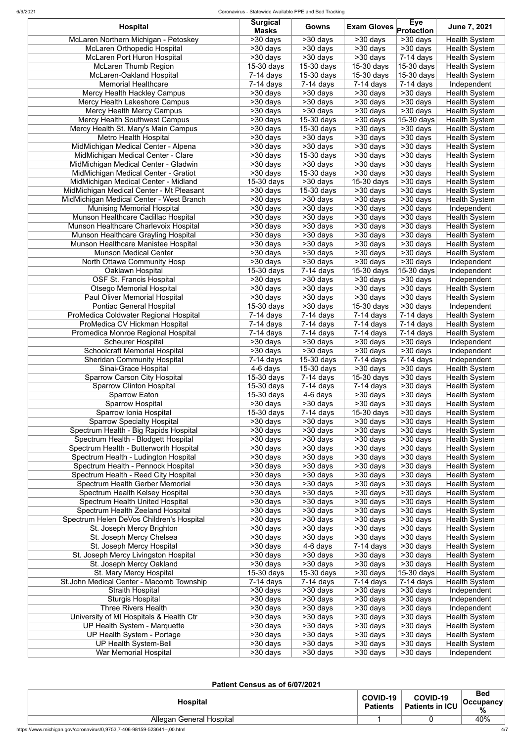| Hospital | Surgical Masks | Gowns | Exam Gloves | Eye Protection | June 7, 2021 |
|---|---|---|---|---|---|
| McLaren Northern Michigan - Petoskey | >30 days | >30 days | >30 days | >30 days | Health System |
| McLaren Orthopedic Hospital | >30 days | >30 days | >30 days | >30 days | Health System |
| McLaren Port Huron Hospital | >30 days | >30 days | >30 days | 7-14 days | Health System |
| McLaren Thumb Region | 15-30 days | 15-30 days | 15-30 days | 15-30 days | Health System |
| McLaren-Oakland Hospital | 7-14 days | 15-30 days | 15-30 days | 15-30 days | Health System |
| Memorial Healthcare | 7-14 days | 7-14 days | 7-14 days | 7-14 days | Independent |
| Mercy Health Hackley Campus | >30 days | >30 days | >30 days | >30 days | Health System |
| Mercy Health Lakeshore Campus | >30 days | >30 days | >30 days | >30 days | Health System |
| Mercy Health Mercy Campus | >30 days | >30 days | >30 days | >30 days | Health System |
| Mercy Health Southwest Campus | >30 days | 15-30 days | >30 days | 15-30 days | Health System |
| Mercy Health St. Mary's Main Campus | >30 days | 15-30 days | >30 days | >30 days | Health System |
| Metro Health Hospital | >30 days | >30 days | >30 days | >30 days | Health System |
| MidMichigan Medical Center - Alpena | >30 days | >30 days | >30 days | >30 days | Health System |
| MidMichigan Medical Center - Clare | >30 days | 15-30 days | >30 days | >30 days | Health System |
| MidMichigan Medical Center - Gladwin | >30 days | >30 days | >30 days | >30 days | Health System |
| MidMichigan Medical Center - Gratiot | >30 days | 15-30 days | >30 days | >30 days | Health System |
| MidMichigan Medical Center - Midland | 15-30 days | >30 days | 15-30 days | >30 days | Health System |
| MidMichigan Medical Center - Mt Pleasant | >30 days | 15-30 days | >30 days | >30 days | Health System |
| MidMichigan Medical Center - West Branch | >30 days | >30 days | >30 days | >30 days | Health System |
| Munising Memorial Hospital | >30 days | >30 days | >30 days | >30 days | Independent |
| Munson Healthcare Cadillac Hospital | >30 days | >30 days | >30 days | >30 days | Health System |
| Munson Healthcare Charlevoix Hospital | >30 days | >30 days | >30 days | >30 days | Health System |
| Munson Healthcare Grayling Hospital | >30 days | >30 days | >30 days | >30 days | Health System |
| Munson Healthcare Manistee Hospital | >30 days | >30 days | >30 days | >30 days | Health System |
| Munson Medical Center | >30 days | >30 days | >30 days | >30 days | Health System |
| North Ottawa Community Hosp | >30 days | >30 days | >30 days | >30 days | Independent |
| Oaklawn Hospital | 15-30 days | 7-14 days | 15-30 days | 15-30 days | Independent |
| OSF St. Francis Hospital | >30 days | >30 days | >30 days | >30 days | Independent |
| Otsego Memorial Hospital | >30 days | >30 days | >30 days | >30 days | Health System |
| Paul Oliver Memorial Hospital | >30 days | >30 days | >30 days | >30 days | Health System |
| Pontiac General Hospital | 15-30 days | >30 days | 15-30 days | >30 days | Independent |
| ProMedica Coldwater Regional Hospital | 7-14 days | 7-14 days | 7-14 days | 7-14 days | Health System |
| ProMedica CV Hickman Hospital | 7-14 days | 7-14 days | 7-14 days | 7-14 days | Health System |
| Promedica Monroe Regional Hospital | 7-14 days | 7-14 days | 7-14 days | 7-14 days | Health System |
| Scheurer Hospital | >30 days | >30 days | >30 days | >30 days | Independent |
| Schoolcraft Memorial Hospital | >30 days | >30 days | >30 days | >30 days | Independent |
| Sheridan Community Hospital | 7-14 days | 15-30 days | 7-14 days | 7-14 days | Independent |
| Sinai-Grace Hospital | 4-6 days | 15-30 days | >30 days | >30 days | Health System |
| Sparrow Carson City Hospital | 15-30 days | 7-14 days | 15-30 days | >30 days | Health System |
| Sparrow Clinton Hospital | 15-30 days | 7-14 days | 7-14 days | >30 days | Health System |
| Sparrow Eaton | 15-30 days | 4-6 days | >30 days | >30 days | Health System |
| Sparrow Hospital | >30 days | >30 days | >30 days | >30 days | Health System |
| Sparrow Ionia Hospital | 15-30 days | 7-14 days | 15-30 days | >30 days | Health System |
| Sparrow Specialty Hospital | >30 days | >30 days | >30 days | >30 days | Health System |
| Spectrum Health - Big Rapids Hospital | >30 days | >30 days | >30 days | >30 days | Health System |
| Spectrum Health - Blodgett Hospital | >30 days | >30 days | >30 days | >30 days | Health System |
| Spectrum Health - Butterworth Hospital | >30 days | >30 days | >30 days | >30 days | Health System |
| Spectrum Health - Ludington Hospital | >30 days | >30 days | >30 days | >30 days | Health System |
| Spectrum Health - Pennock Hospital | >30 days | >30 days | >30 days | >30 days | Health System |
| Spectrum Health - Reed City Hospital | >30 days | >30 days | >30 days | >30 days | Health System |
| Spectrum Health Gerber Memorial | >30 days | >30 days | >30 days | >30 days | Health System |
| Spectrum Health Kelsey Hospital | >30 days | >30 days | >30 days | >30 days | Health System |
| Spectrum Health United Hospital | >30 days | >30 days | >30 days | >30 days | Health System |
| Spectrum Health Zeeland Hospital | >30 days | >30 days | >30 days | >30 days | Health System |
| Spectrum Helen DeVos Children's Hospital | >30 days | >30 days | >30 days | >30 days | Health System |
| St. Joseph Mercy Brighton | >30 days | >30 days | >30 days | >30 days | Health System |
| St. Joseph Mercy Chelsea | >30 days | >30 days | >30 days | >30 days | Health System |
| St. Joseph Mercy Hospital | >30 days | 4-6 days | 7-14 days | >30 days | Health System |
| St. Joseph Mercy Livingston Hospital | >30 days | >30 days | >30 days | >30 days | Health System |
| St. Joseph Mercy Oakland | >30 days | >30 days | >30 days | >30 days | Health System |
| St. Mary Mercy Hospital | 15-30 days | 15-30 days | >30 days | 15-30 days | Health System |
| St.John Medical Center - Macomb Township | 7-14 days | 7-14 days | 7-14 days | 7-14 days | Health System |
| Straith Hospital | >30 days | >30 days | >30 days | >30 days | Independent |
| Sturgis Hospital | >30 days | >30 days | >30 days | >30 days | Independent |
| Three Rivers Health | >30 days | >30 days | >30 days | >30 days | Independent |
| University of MI Hospitals & Health Ctr | >30 days | >30 days | >30 days | >30 days | Health System |
| UP Health System - Marquette | >30 days | >30 days | >30 days | >30 days | Health System |
| UP Health System - Portage | >30 days | >30 days | >30 days | >30 days | Health System |
| UP Health System-Bell | >30 days | >30 days | >30 days | >30 days | Health System |
| War Memorial Hospital | >30 days | >30 days | >30 days | >30 days | Independent |

**Patient Census as of 6/07/2021**

| Hospital | COVID-19 Patients | COVID-19 Patients in ICU | Bed Occupancy % |
|---|---|---|---|
| Allegan General Hospital | 1 | 0 | 40% |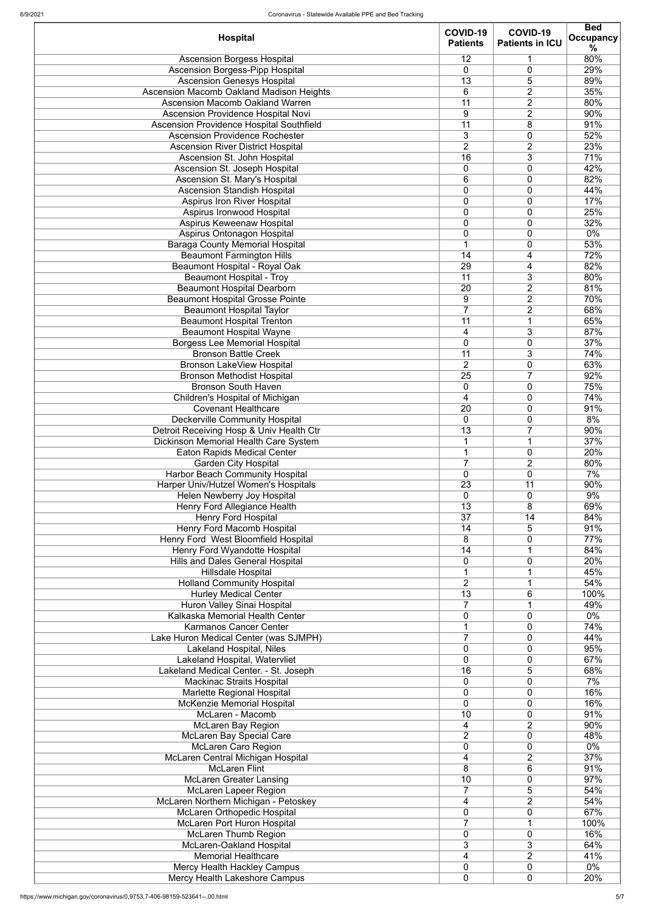| Hospital | COVID-19 Patients | COVID-19 Patients in ICU | Bed Occupancy % |
| --- | --- | --- | --- |
| Ascension Borgess Hospital | 12 | 1 | 80% |
| Ascension Borgess-Pipp Hospital | 0 | 0 | 29% |
| Ascension Genesys Hospital | 13 | 5 | 89% |
| Ascension Macomb Oakland Madison Heights | 6 | 2 | 35% |
| Ascension Macomb Oakland Warren | 11 | 2 | 80% |
| Ascension Providence Hospital Novi | 9 | 2 | 90% |
| Ascension Providence Hospital Southfield | 11 | 8 | 91% |
| Ascension Providence Rochester | 3 | 0 | 52% |
| Ascension River District Hospital | 2 | 2 | 23% |
| Ascension St. John Hospital | 16 | 3 | 71% |
| Ascension St. Joseph Hospital | 0 | 0 | 42% |
| Ascension St. Mary's Hospital | 6 | 0 | 82% |
| Ascension Standish Hospital | 0 | 0 | 44% |
| Aspirus Iron River Hospital | 0 | 0 | 17% |
| Aspirus Ironwood Hospital | 0 | 0 | 25% |
| Aspirus Keweenaw Hospital | 0 | 0 | 32% |
| Aspirus Ontonagon Hospital | 0 | 0 | 0% |
| Baraga County Memorial Hospital | 1 | 0 | 53% |
| Beaumont Farmington Hills | 14 | 4 | 72% |
| Beaumont Hospital - Royal Oak | 29 | 4 | 82% |
| Beaumont Hospital - Troy | 11 | 3 | 80% |
| Beaumont Hospital Dearborn | 20 | 2 | 81% |
| Beaumont Hospital Grosse Pointe | 9 | 2 | 70% |
| Beaumont Hospital Taylor | 7 | 2 | 68% |
| Beaumont Hospital Trenton | 11 | 1 | 65% |
| Beaumont Hospital Wayne | 4 | 3 | 87% |
| Borgess Lee Memorial Hospital | 0 | 0 | 37% |
| Bronson Battle Creek | 11 | 3 | 74% |
| Bronson LakeView Hospital | 2 | 0 | 63% |
| Bronson Methodist Hospital | 25 | 7 | 92% |
| Bronson South Haven | 0 | 0 | 75% |
| Children's Hospital of Michigan | 4 | 0 | 74% |
| Covenant Healthcare | 20 | 0 | 91% |
| Deckerville Community Hospital | 0 | 0 | 8% |
| Detroit Receiving Hosp & Univ Health Ctr | 13 | 7 | 90% |
| Dickinson Memorial Health Care System | 1 | 1 | 37% |
| Eaton Rapids Medical Center | 1 | 0 | 20% |
| Garden City Hospital | 7 | 2 | 80% |
| Harbor Beach Community Hospital | 0 | 0 | 7% |
| Harper Univ/Hutzel Women's Hospitals | 23 | 11 | 90% |
| Helen Newberry Joy Hospital | 0 | 0 | 9% |
| Henry Ford Allegiance Health | 13 | 8 | 69% |
| Henry Ford Hospital | 37 | 14 | 84% |
| Henry Ford Macomb Hospital | 14 | 5 | 91% |
| Henry Ford West Bloomfield Hospital | 8 | 0 | 77% |
| Henry Ford Wyandotte Hospital | 14 | 1 | 84% |
| Hills and Dales General Hospital | 0 | 0 | 20% |
| Hillsdale Hospital | 1 | 1 | 45% |
| Holland Community Hospital | 2 | 1 | 54% |
| Hurley Medical Center | 13 | 6 | 100% |
| Huron Valley Sinai Hospital | 7 | 1 | 49% |
| Kalkaska Memorial Health Center | 0 | 0 | 0% |
| Karmanos Cancer Center | 1 | 0 | 74% |
| Lake Huron Medical Center (was SJMPH) | 7 | 0 | 44% |
| Lakeland Hospital, Niles | 0 | 0 | 95% |
| Lakeland Hospital, Watervliet | 0 | 0 | 67% |
| Lakeland Medical Center. - St. Joseph | 16 | 5 | 68% |
| Mackinac Straits Hospital | 0 | 0 | 7% |
| Marlette Regional Hospital | 0 | 0 | 16% |
| McKenzie Memorial Hospital | 0 | 0 | 16% |
| McLaren - Macomb | 10 | 0 | 91% |
| McLaren Bay Region | 4 | 2 | 90% |
| McLaren Bay Special Care | 2 | 0 | 48% |
| McLaren Caro Region | 0 | 0 | 0% |
| McLaren Central Michigan Hospital | 4 | 2 | 37% |
| McLaren Flint | 8 | 6 | 91% |
| McLaren Greater Lansing | 10 | 0 | 97% |
| McLaren Lapeer Region | 7 | 5 | 54% |
| McLaren Northern Michigan - Petoskey | 4 | 2 | 54% |
| McLaren Orthopedic Hospital | 0 | 0 | 67% |
| McLaren Port Huron Hospital | 7 | 1 | 100% |
| McLaren Thumb Region | 0 | 0 | 16% |
| McLaren-Oakland Hospital | 3 | 3 | 64% |
| Memorial Healthcare | 4 | 2 | 41% |
| Mercy Health Hackley Campus | 0 | 0 | 0% |
| Mercy Health Lakeshore Campus | 0 | 0 | 20% |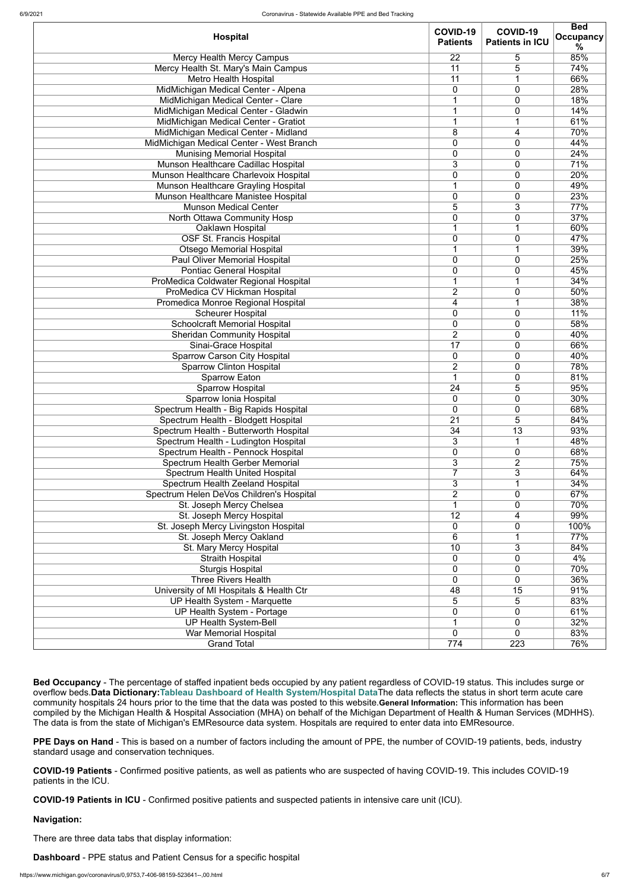| Hospital | COVID-19 Patients | COVID-19 Patients in ICU | Bed Occupancy % |
|---|---|---|---|
| Mercy Health Mercy Campus | 22 | 5 | 85% |
| Mercy Health St. Mary's Main Campus | 11 | 5 | 74% |
| Metro Health Hospital | 11 | 1 | 66% |
| MidMichigan Medical Center - Alpena | 0 | 0 | 28% |
| MidMichigan Medical Center - Clare | 1 | 0 | 18% |
| MidMichigan Medical Center - Gladwin | 1 | 0 | 14% |
| MidMichigan Medical Center - Gratiot | 1 | 1 | 61% |
| MidMichigan Medical Center - Midland | 8 | 4 | 70% |
| MidMichigan Medical Center - West Branch | 0 | 0 | 44% |
| Munising Memorial Hospital | 0 | 0 | 24% |
| Munson Healthcare Cadillac Hospital | 3 | 0 | 71% |
| Munson Healthcare Charlevoix Hospital | 0 | 0 | 20% |
| Munson Healthcare Grayling Hospital | 1 | 0 | 49% |
| Munson Healthcare Manistee Hospital | 0 | 0 | 23% |
| Munson Medical Center | 5 | 3 | 77% |
| North Ottawa Community Hosp | 0 | 0 | 37% |
| Oaklawn Hospital | 1 | 1 | 60% |
| OSF St. Francis Hospital | 0 | 0 | 47% |
| Otsego Memorial Hospital | 1 | 1 | 39% |
| Paul Oliver Memorial Hospital | 0 | 0 | 25% |
| Pontiac General Hospital | 0 | 0 | 45% |
| ProMedica Coldwater Regional Hospital | 1 | 1 | 34% |
| ProMedica CV Hickman Hospital | 2 | 0 | 50% |
| Promedica Monroe Regional Hospital | 4 | 1 | 38% |
| Scheurer Hospital | 0 | 0 | 11% |
| Schoolcraft Memorial Hospital | 0 | 0 | 58% |
| Sheridan Community Hospital | 2 | 0 | 40% |
| Sinai-Grace Hospital | 17 | 0 | 66% |
| Sparrow Carson City Hospital | 0 | 0 | 40% |
| Sparrow Clinton Hospital | 2 | 0 | 78% |
| Sparrow Eaton | 1 | 0 | 81% |
| Sparrow Hospital | 24 | 5 | 95% |
| Sparrow Ionia Hospital | 0 | 0 | 30% |
| Spectrum Health - Big Rapids Hospital | 0 | 0 | 68% |
| Spectrum Health - Blodgett Hospital | 21 | 5 | 84% |
| Spectrum Health - Butterworth Hospital | 34 | 13 | 93% |
| Spectrum Health - Ludington Hospital | 3 | 1 | 48% |
| Spectrum Health - Pennock Hospital | 0 | 0 | 68% |
| Spectrum Health Gerber Memorial | 3 | 2 | 75% |
| Spectrum Health United Hospital | 7 | 3 | 64% |
| Spectrum Health Zeeland Hospital | 3 | 1 | 34% |
| Spectrum Helen DeVos Children's Hospital | 2 | 0 | 67% |
| St. Joseph Mercy Chelsea | 1 | 0 | 70% |
| St. Joseph Mercy Hospital | 12 | 4 | 99% |
| St. Joseph Mercy Livingston Hospital | 0 | 0 | 100% |
| St. Joseph Mercy Oakland | 6 | 1 | 77% |
| St. Mary Mercy Hospital | 10 | 3 | 84% |
| Straith Hospital | 0 | 0 | 4% |
| Sturgis Hospital | 0 | 0 | 70% |
| Three Rivers Health | 0 | 0 | 36% |
| University of MI Hospitals & Health Ctr | 48 | 15 | 91% |
| UP Health System - Marquette | 5 | 5 | 83% |
| UP Health System - Portage | 0 | 0 | 61% |
| UP Health System-Bell | 1 | 0 | 32% |
| War Memorial Hospital | 0 | 0 | 83% |
| Grand Total | 774 | 223 | 76% |

**Bed Occupancy** - The percentage of staffed inpatient beds occupied by any patient regardless of COVID-19 status. This includes surge or overflow beds.**Data Dictionary:Tableau Dashboard of Health System/Hospital Data**The data reflects the status in short term acute care community hospitals 24 hours prior to the time that the data was posted to this website.**General Information:** This information has been compiled by the Michigan Health & Hospital Association (MHA) on behalf of the Michigan Department of Health & Human Services (MDHHS). The data is from the state of Michigan's EMResource data system. Hospitals are required to enter data into EMResource.

**PPE Days on Hand** - This is based on a number of factors including the amount of PPE, the number of COVID-19 patients, beds, industry standard usage and conservation techniques.

**COVID-19 Patients** - Confirmed positive patients, as well as patients who are suspected of having COVID-19. This includes COVID-19 patients in the ICU.

**COVID-19 Patients in ICU** - Confirmed positive patients and suspected patients in intensive care unit (ICU).

**Navigation:**

There are three data tabs that display information:

**Dashboard** - PPE status and Patient Census for a specific hospital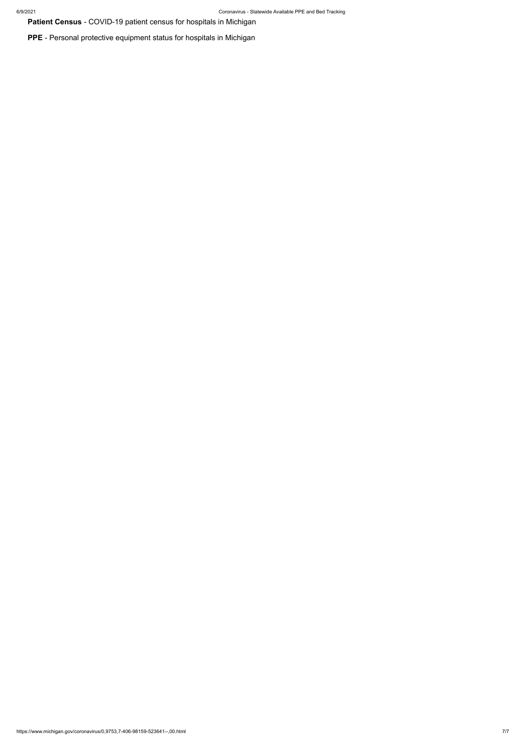**Patient Census** - COVID-19 patient census for hospitals in Michigan

**PPE** - Personal protective equipment status for hospitals in Michigan